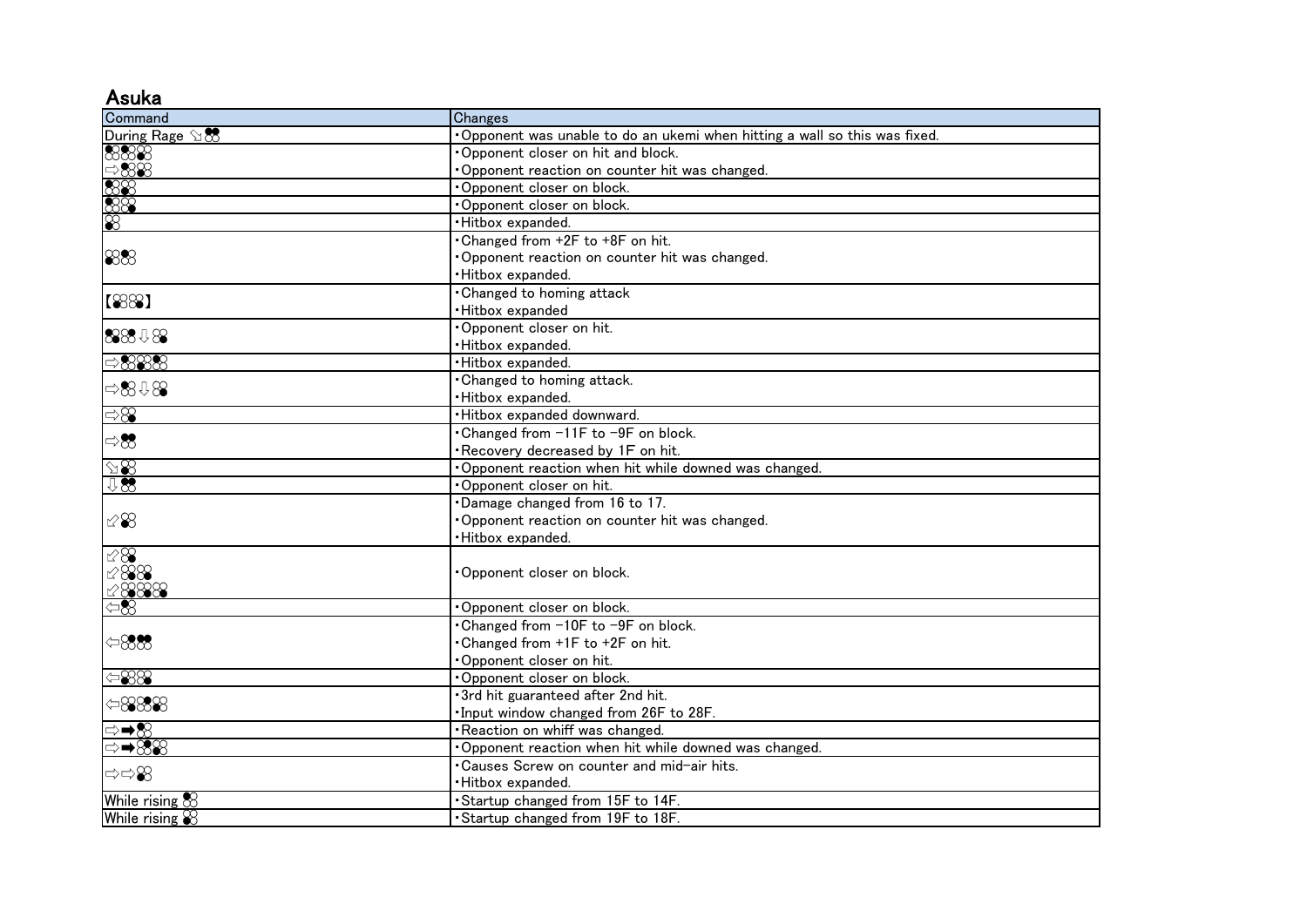## Asuka

| Command | Changes |
|---|---|
| During Rage ↘1+2 | ・Opponent was unable to do an ukemi when hitting a wall so this was fixed. |
| 1,2,4<br>⇨2,4 | ・Opponent closer on hit and block.<br>・Opponent reaction on counter hit was changed. |
| 1,4 | ・Opponent closer on block. |
| 1,3 | ・Opponent closer on block. |
| 3 | ・Hitbox expanded. |
| 3,2 | ・Changed from +2F to +8F on hit.<br>・Opponent reaction on counter hit was changed.<br>・Hitbox expanded. |
| 【3,2】 | ・Changed to homing attack<br>・Hitbox expanded |
| 1,2⇩4 | ・Opponent closer on hit.<br>・Hitbox expanded. |
| ⇨1,3,4 | ・Hitbox expanded. |
| ⇨2⇩4 | ・Changed to homing attack.<br>・Hitbox expanded. |
| ⇨4 | ・Hitbox expanded downward. |
| ⇨1+2 | ・Changed from -11F to -9F on block.<br>・Recovery decreased by 1F on hit. |
| ↘3 | ・Opponent reaction when hit while downed was changed. |
| ⇩1+2 | ・Opponent closer on hit. |
| ⬃3 | ・Damage changed from 16 to 17.<br>・Opponent reaction on counter hit was changed.<br>・Hitbox expanded. |
| ⬃4<br>⬃2,4<br>⬃2,3,4 | ・Opponent closer on block. |
| ⇦1 | ・Opponent closer on block. |
| ⇦2,1+2 | ・Changed from -10F to -9F on block.<br>・Changed from +1F to +2F on hit.<br>・Opponent closer on hit. |
| ⇦3,2 | ・Opponent closer on block. |
| ⇦2,1,3 | ・3rd hit guaranteed after 2nd hit.<br>・Input window changed from 26F to 28F. |
| ⇨➡1 | ・Reaction on whiff was changed. |
| ⇨➡1,4 | ・Opponent reaction when hit while downed was changed. |
| ⇨⇨3 | ・Causes Screw on counter and mid-air hits.<br>・Hitbox expanded. |
| While rising 1 | ・Startup changed from 15F to 14F. |
| While rising 3 | ・Startup changed from 19F to 18F. |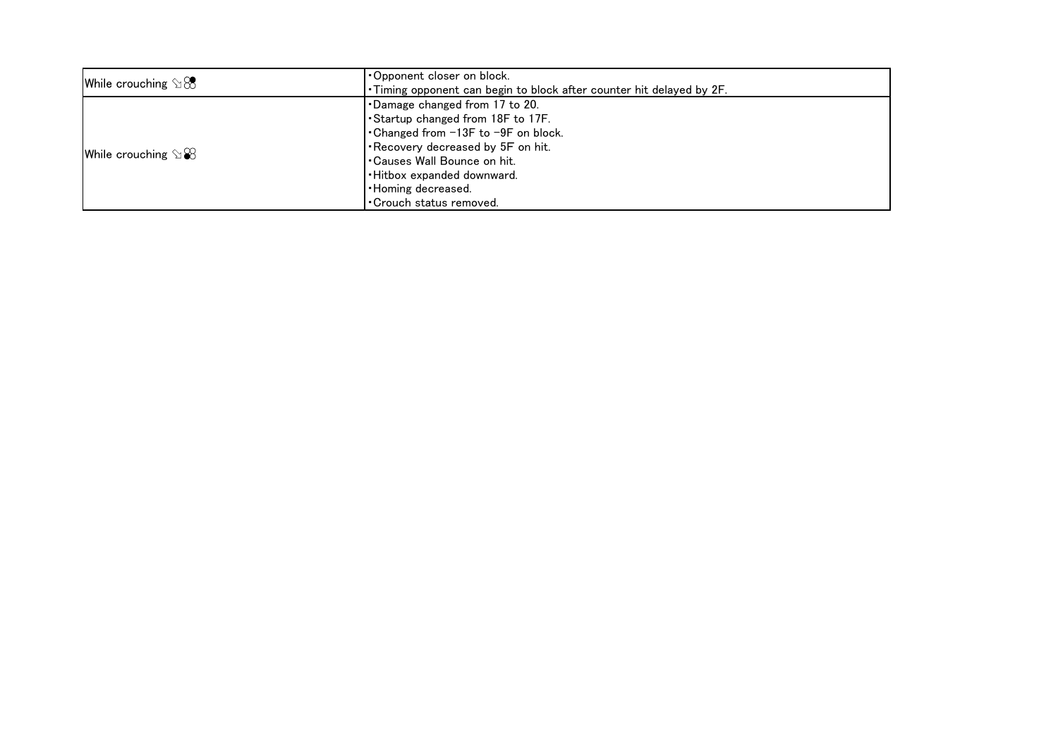| | |
|---|---|
| While crouching ↘2 | ・Opponent closer on block.<br>・Timing opponent can begin to block after counter hit delayed by 2F. |
| While crouching ↘3 | ・Damage changed from 17 to 20.<br>・Startup changed from 18F to 17F.<br>・Changed from −13F to −9F on block.<br>・Recovery decreased by 5F on hit.<br>・Causes Wall Bounce on hit.<br>・Hitbox expanded downward.<br>・Homing decreased.<br>・Crouch status removed. |